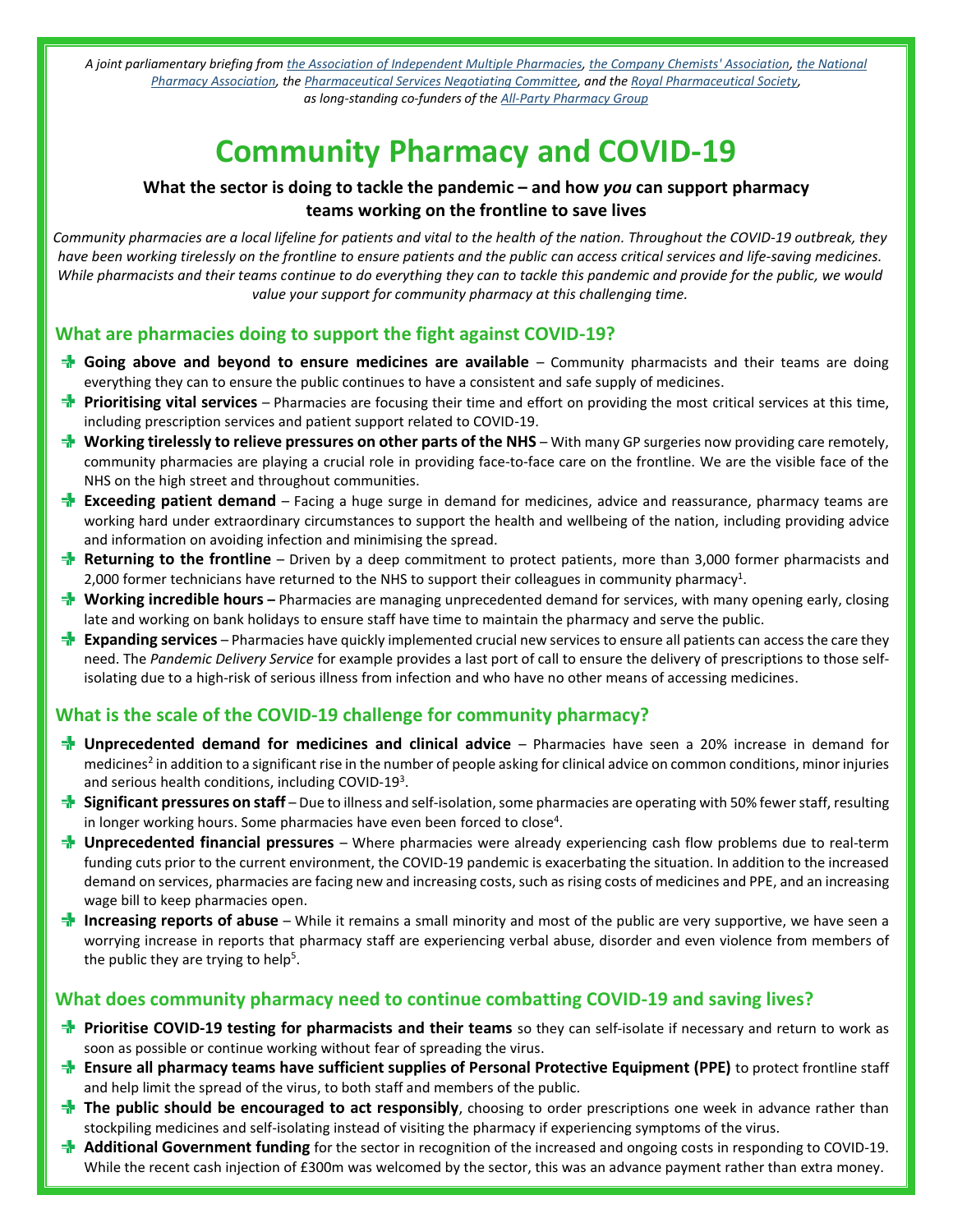*A joint parliamentary briefing from the Association of Independent Multiple Pharmacies, the Company Chemists' Association, the National Pharmacy Association, the Pharmaceutical Services Negotiating Committee, and the Royal Pharmaceutical Society, as long-standing co-funders of the All-Party Pharmacy Group*

# Community Pharmacy and COVID-19

**What the sector is doing to tackle the pandemic – and how *you* can support pharmacy teams working on the frontline to save lives**

*Community pharmacies are a local lifeline for patients and vital to the health of the nation. Throughout the COVID-19 outbreak, they have been working tirelessly on the frontline to ensure patients and the public can access critical services and life-saving medicines. While pharmacists and their teams continue to do everything they can to tackle this pandemic and provide for the public, we would value your support for community pharmacy at this challenging time.*

## What are pharmacies doing to support the fight against COVID-19?

- **Going above and beyond to ensure medicines are available** – Community pharmacists and their teams are doing everything they can to ensure the public continues to have a consistent and safe supply of medicines.
- **Prioritising vital services** – Pharmacies are focusing their time and effort on providing the most critical services at this time, including prescription services and patient support related to COVID-19.
- **Working tirelessly to relieve pressures on other parts of the NHS** – With many GP surgeries now providing care remotely, community pharmacies are playing a crucial role in providing face-to-face care on the frontline. We are the visible face of the NHS on the high street and throughout communities.
- **Exceeding patient demand** – Facing a huge surge in demand for medicines, advice and reassurance, pharmacy teams are working hard under extraordinary circumstances to support the health and wellbeing of the nation, including providing advice and information on avoiding infection and minimising the spread.
- **Returning to the frontline** – Driven by a deep commitment to protect patients, more than 3,000 former pharmacists and 2,000 former technicians have returned to the NHS to support their colleagues in community pharmacy[1].
- **Working incredible hours –** Pharmacies are managing unprecedented demand for services, with many opening early, closing late and working on bank holidays to ensure staff have time to maintain the pharmacy and serve the public.
- **Expanding services** – Pharmacies have quickly implemented crucial new services to ensure all patients can access the care they need. The *Pandemic Delivery Service* for example provides a last port of call to ensure the delivery of prescriptions to those self-isolating due to a high-risk of serious illness from infection and who have no other means of accessing medicines.

## What is the scale of the COVID-19 challenge for community pharmacy?

- **Unprecedented demand for medicines and clinical advice** – Pharmacies have seen a 20% increase in demand for medicines[2] in addition to a significant rise in the number of people asking for clinical advice on common conditions, minor injuries and serious health conditions, including COVID-19[3].
- **Significant pressures on staff** – Due to illness and self-isolation, some pharmacies are operating with 50% fewer staff, resulting in longer working hours. Some pharmacies have even been forced to close[4].
- **Unprecedented financial pressures** – Where pharmacies were already experiencing cash flow problems due to real-term funding cuts prior to the current environment, the COVID-19 pandemic is exacerbating the situation. In addition to the increased demand on services, pharmacies are facing new and increasing costs, such as rising costs of medicines and PPE, and an increasing wage bill to keep pharmacies open.
- **Increasing reports of abuse** – While it remains a small minority and most of the public are very supportive, we have seen a worrying increase in reports that pharmacy staff are experiencing verbal abuse, disorder and even violence from members of the public they are trying to help[5].

## What does community pharmacy need to continue combatting COVID-19 and saving lives?

- **Prioritise COVID-19 testing for pharmacists and their teams** so they can self-isolate if necessary and return to work as soon as possible or continue working without fear of spreading the virus.
- **Ensure all pharmacy teams have sufficient supplies of Personal Protective Equipment (PPE)** to protect frontline staff and help limit the spread of the virus, to both staff and members of the public.
- **The public should be encouraged to act responsibly**, choosing to order prescriptions one week in advance rather than stockpiling medicines and self-isolating instead of visiting the pharmacy if experiencing symptoms of the virus.
- **Additional Government funding** for the sector in recognition of the increased and ongoing costs in responding to COVID-19. While the recent cash injection of £300m was welcomed by the sector, this was an advance payment rather than extra money.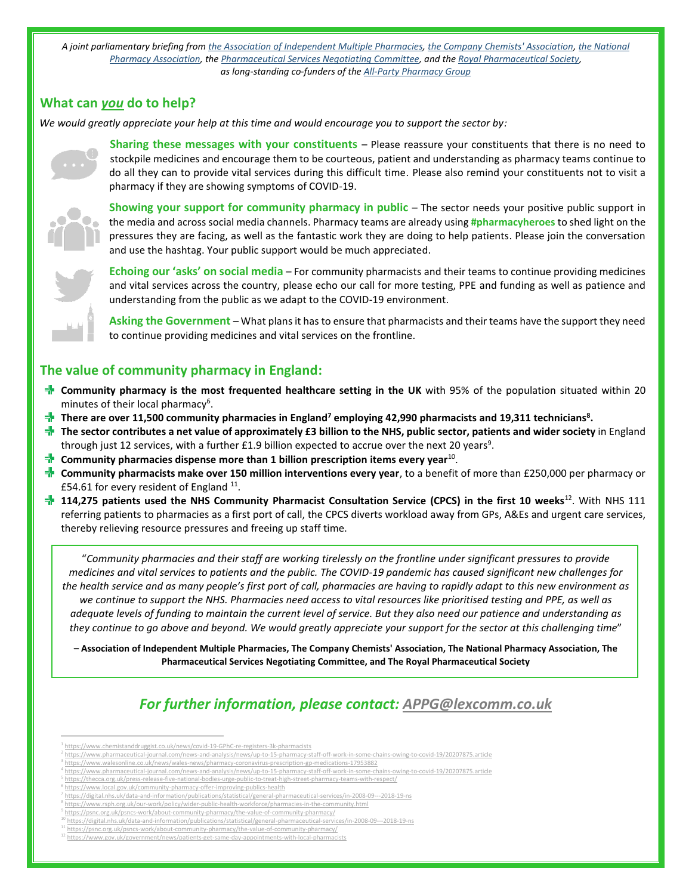*A joint parliamentary briefing from the Association of Independent Multiple Pharmacies, the Company Chemists' Association, the National Pharmacy Association, the Pharmaceutical Services Negotiating Committee, and the Royal Pharmaceutical Society, as long-standing co-funders of the All-Party Pharmacy Group*

## What can *you* do to help?

*We would greatly appreciate your help at this time and would encourage you to support the sector by:*

**Sharing these messages with your constituents** – Please reassure your constituents that there is no need to stockpile medicines and encourage them to be courteous, patient and understanding as pharmacy teams continue to do all they can to provide vital services during this difficult time. Please also remind your constituents not to visit a pharmacy if they are showing symptoms of COVID-19.

**Showing your support for community pharmacy in public** – The sector needs your positive public support in the media and across social media channels. Pharmacy teams are already using **#pharmacyheroes** to shed light on the pressures they are facing, as well as the fantastic work they are doing to help patients. Please join the conversation and use the hashtag. Your public support would be much appreciated.

**Echoing our 'asks' on social media** – For community pharmacists and their teams to continue providing medicines and vital services across the country, please echo our call for more testing, PPE and funding as well as patience and understanding from the public as we adapt to the COVID-19 environment.

**Asking the Government** – What plans it has to ensure that pharmacists and their teams have the support they need to continue providing medicines and vital services on the frontline.

## The value of community pharmacy in England:

- **Community pharmacy is the most frequented healthcare setting in the UK** with 95% of the population situated within 20 minutes of their local pharmacy[6].
- **There are over 11,500 community pharmacies in England[7] employing 42,990 pharmacists and 19,311 technicians[8].**
- **The sector contributes a net value of approximately £3 billion to the NHS, public sector, patients and wider society** in England through just 12 services, with a further £1.9 billion expected to accrue over the next 20 years[9].
- **Community pharmacies dispense more than 1 billion prescription items every year**[10].
- **Community pharmacists make over 150 million interventions every year**, to a benefit of more than £250,000 per pharmacy or £54.61 for every resident of England [11].
- **114,275 patients used the NHS Community Pharmacist Consultation Service (CPCS) in the first 10 weeks**[12]. With NHS 111 referring patients to pharmacies as a first port of call, the CPCS diverts workload away from GPs, A&Es and urgent care services, thereby relieving resource pressures and freeing up staff time.

"*Community pharmacies and their staff are working tirelessly on the frontline under significant pressures to provide medicines and vital services to patients and the public. The COVID-19 pandemic has caused significant new challenges for the health service and as many people's first port of call, pharmacies are having to rapidly adapt to this new environment as we continue to support the NHS. Pharmacies need access to vital resources like prioritised testing and PPE, as well as adequate levels of funding to maintain the current level of service. But they also need our patience and understanding as they continue to go above and beyond. We would greatly appreciate your support for the sector at this challenging time*"

**– Association of Independent Multiple Pharmacies, The Company Chemists' Association, The National Pharmacy Association, The Pharmaceutical Services Negotiating Committee, and The Royal Pharmaceutical Society**

## *For further information, please contact: APPG@lexcomm.co.uk*

---

[1] https://www.chemistanddruggist.co.uk/news/covid-19-GPhC-re-registers-3k-pharmacists
[2] https://www.pharmaceutical-journal.com/news-and-analysis/news/up-to-15-pharmacy-staff-off-work-in-some-chains-owing-to-covid-19/20207875.article
[3] https://www.walesonline.co.uk/news/wales-news/pharmacy-coronavirus-prescription-gp-medications-17953882
[4] https://www.pharmaceutical-journal.com/news-and-analysis/news/up-to-15-pharmacy-staff-off-work-in-some-chains-owing-to-covid-19/20207875.article
[5] https://thecca.org.uk/press-release-five-national-bodies-urge-public-to-treat-high-street-pharmacy-teams-with-respect/
[6] https://www.local.gov.uk/community-pharmacy-offer-improving-publics-health
[7] https://digital.nhs.uk/data-and-information/publications/statistical/general-pharmaceutical-services/in-2008-09---2018-19-ns
[8] https://www.rsph.org.uk/our-work/policy/wider-public-health-workforce/pharmacies-in-the-community.html
[9] https://psnc.org.uk/psncs-work/about-community-pharmacy/the-value-of-community-pharmacy/
[10] https://digital.nhs.uk/data-and-information/publications/statistical/general-pharmaceutical-services/in-2008-09---2018-19-ns
[11] https://psnc.org.uk/psncs-work/about-community-pharmacy/the-value-of-community-pharmacy/
[12] https://www.gov.uk/government/news/patients-get-same-day-appointments-with-local-pharmacists